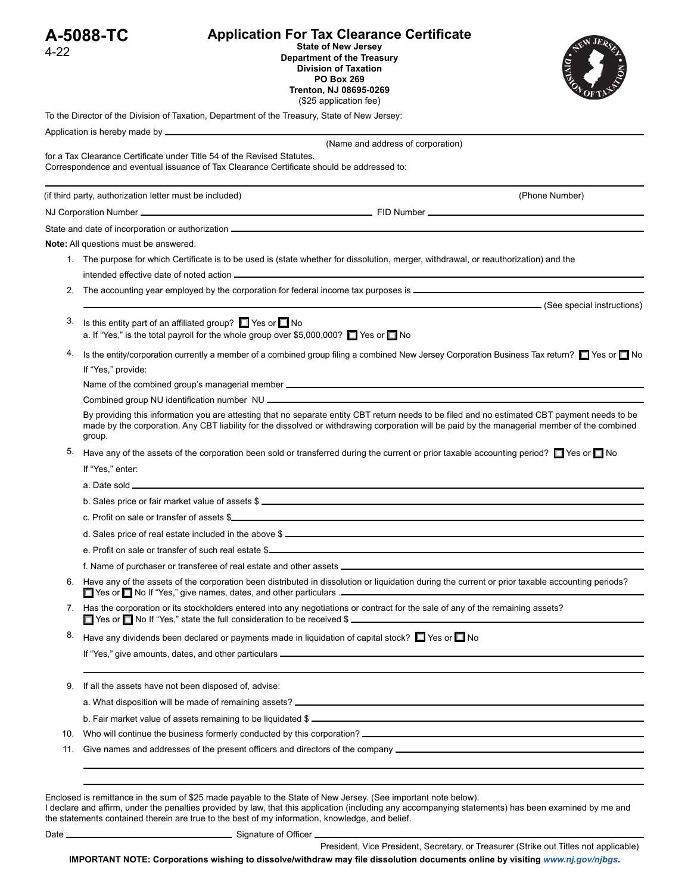**A-5088-TC**
4-22

# Application For Tax Clearance Certificate

**State of New Jersey**
**Department of the Treasury**
**Division of Taxation**
**PO Box 269**
**Trenton, NJ 08695-0269**
($25 application fee)

To the Director of the Division of Taxation, Department of the Treasury, State of New Jersey:

Application is hereby made by ______________________________________________

(Name and address of corporation)

for a Tax Clearance Certificate under Title 54 of the Revised Statutes.
Correspondence and eventual issuance of Tax Clearance Certificate should be addressed to:

______________________________________________

(if third party, authorization letter must be included) (Phone Number)

NJ Corporation Number ______________________ FID Number ______________________

State and date of incorporation or authorization ______________________________________________

**Note:** All questions must be answered.

1. The purpose for which Certificate is to be used is (state whether for dissolution, merger, withdrawal, or reauthorization) and the intended effective date of noted action ______________________________________________
2. The accounting year employed by the corporation for federal income tax purposes is ______________________________________________ (See special instructions)
3. Is this entity part of an affiliated group? ☐ Yes or ☐ No
   a. If "Yes," is the total payroll for the whole group over $5,000,000? ☐ Yes or ☐ No
4. Is the entity/corporation currently a member of a combined group filing a combined New Jersey Corporation Business Tax return? ☐ Yes or ☐ No
   If "Yes," provide:
   Name of the combined group's managerial member ______________________________________________
   Combined group NU identification number NU ______________________________________________
   By providing this information you are attesting that no separate entity CBT return needs to be filed and no estimated CBT payment needs to be made by the corporation. Any CBT liability for the dissolved or withdrawing corporation will be paid by the managerial member of the combined group.
5. Have any of the assets of the corporation been sold or transferred during the current or prior taxable accounting period? ☐ Yes or ☐ No
   If "Yes," enter:
   a. Date sold ______________________________________________
   b. Sales price or fair market value of assets $ ______________________________________________
   c. Profit on sale or transfer of assets $______________________________________________
   d. Sales price of real estate included in the above $ ______________________________________________
   e. Profit on sale or transfer of such real estate $______________________________________________
   f. Name of purchaser or transferee of real estate and other assets ______________________________________________
6. Have any of the assets of the corporation been distributed in dissolution or liquidation during the current or prior taxable accounting periods? ☐ Yes or ☐ No If "Yes," give names, dates, and other particulars ______________________________________________
7. Has the corporation or its stockholders entered into any negotiations or contract for the sale of any of the remaining assets? ☐ Yes or ☐ No If "Yes," state the full consideration to be received $ ______________________________________________
8. Have any dividends been declared or payments made in liquidation of capital stock? ☐ Yes or ☐ No
   If "Yes," give amounts, dates, and other particulars ______________________________________________
9. If all the assets have not been disposed of, advise:
   a. What disposition will be made of remaining assets? ______________________________________________
   b. Fair market value of assets remaining to be liquidated $ ______________________________________________
10. Who will continue the business formerly conducted by this corporation? ______________________________________________
11. Give names and addresses of the present officers and directors of the company ______________________________________________

Enclosed is remittance in the sum of $25 made payable to the State of New Jersey. (See important note below).
I declare and affirm, under the penalties provided by law, that this application (including any accompanying statements) has been examined by me and the statements contained therein are true to the best of my information, knowledge, and belief.

Date ______________________ Signature of Officer ______________________________________________

President, Vice President, Secretary, or Treasurer (Strike out Titles not applicable)

**IMPORTANT NOTE: Corporations wishing to dissolve/withdraw may file dissolution documents online by visiting *www.nj.gov/njbgs*.**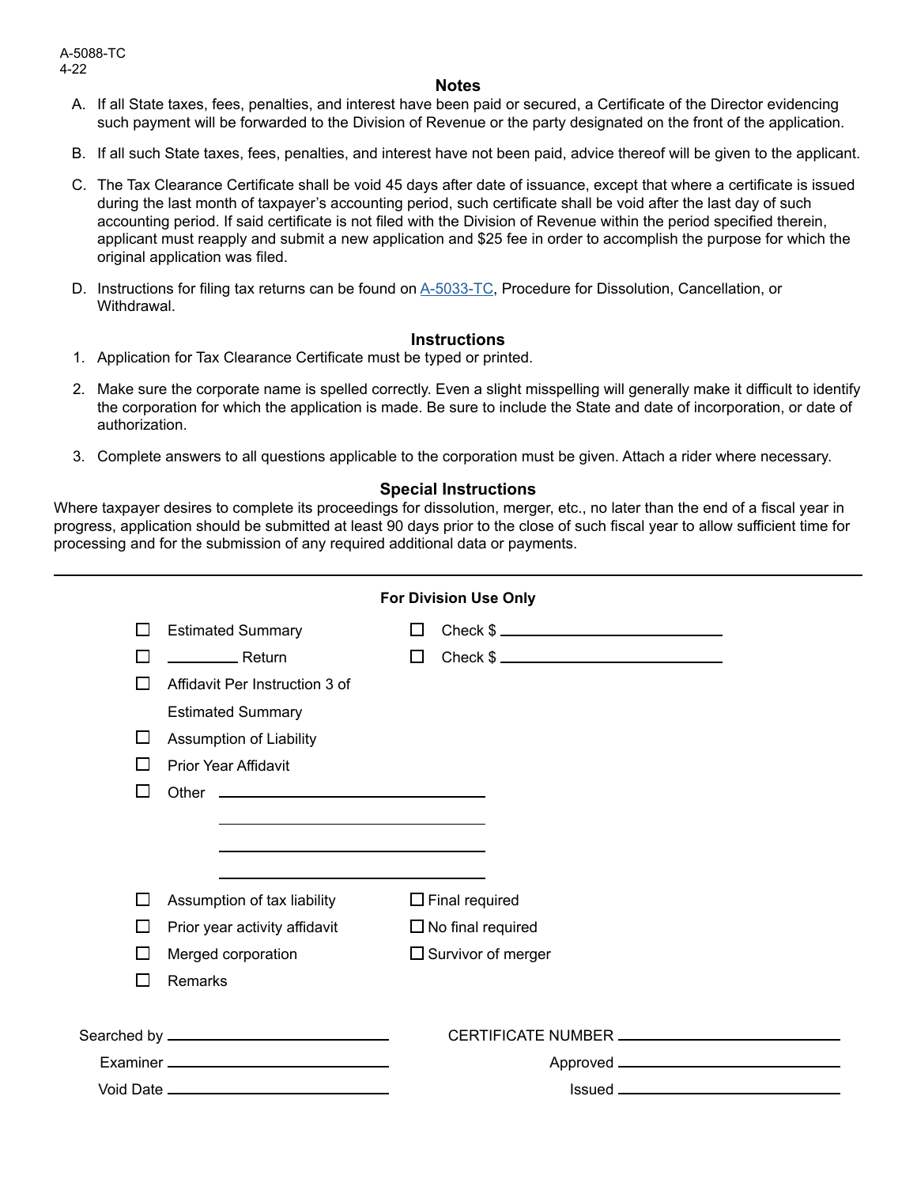A-5088-TC
4-22

## Notes

A. If all State taxes, fees, penalties, and interest have been paid or secured, a Certificate of the Director evidencing such payment will be forwarded to the Division of Revenue or the party designated on the front of the application.

B. If all such State taxes, fees, penalties, and interest have not been paid, advice thereof will be given to the applicant.

C. The Tax Clearance Certificate shall be void 45 days after date of issuance, except that where a certificate is issued during the last month of taxpayer's accounting period, such certificate shall be void after the last day of such accounting period. If said certificate is not filed with the Division of Revenue within the period specified therein, applicant must reapply and submit a new application and $25 fee in order to accomplish the purpose for which the original application was filed.

D. Instructions for filing tax returns can be found on A-5033-TC, Procedure for Dissolution, Cancellation, or Withdrawal.

## Instructions

1. Application for Tax Clearance Certificate must be typed or printed.

2. Make sure the corporate name is spelled correctly. Even a slight misspelling will generally make it difficult to identify the corporation for which the application is made. Be sure to include the State and date of incorporation, or date of authorization.

3. Complete answers to all questions applicable to the corporation must be given. Attach a rider where necessary.

## Special Instructions

Where taxpayer desires to complete its proceedings for dissolution, merger, etc., no later than the end of a fiscal year in progress, application should be submitted at least 90 days prior to the close of such fiscal year to allow sufficient time for processing and for the submission of any required additional data or payments.

---

### For Division Use Only

- ☐ Estimated Summary
- ☐ __________ Return
- ☐ Affidavit Per Instruction 3 of Estimated Summary
- ☐ Assumption of Liability
- ☐ Prior Year Affidavit
- ☐ Other ______________________________

- ☐ Check $ ______________________________
- ☐ Check $ ______________________________

- ☐ Assumption of tax liability
- ☐ Prior year activity affidavit
- ☐ Merged corporation
- ☐ Remarks

- ☐ Final required
- ☐ No final required
- ☐ Survivor of merger

Searched by ______________________________

Examiner ______________________________

Void Date ______________________________

CERTIFICATE NUMBER ______________________________

Approved ______________________________

Issued ______________________________